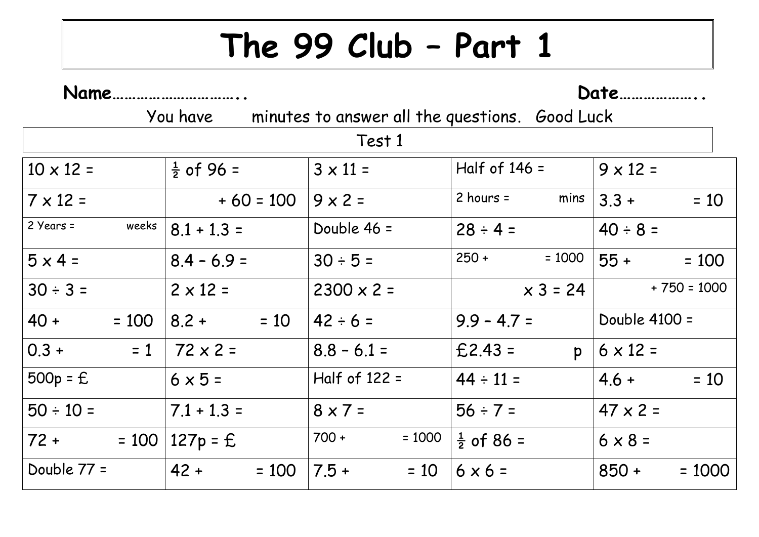# The 99 Club – Part 1

**Name…………………………..** **Date………………..**

You have minutes to answer all the questions. Good Luck

| Test 1 | | | | |
|---|---|---|---|---|
| 10 x 12 = | ½ of 96 = | 3 x 11 = | Half of 146 = | 9 x 12 = |
| 7 x 12 = | + 60 = 100 | 9 x 2 = | 2 hours = mins | 3.3 + = 10 |
| 2 Years = weeks | 8.1 + 1.3 = | Double 46 = | 28 ÷ 4 = | 40 ÷ 8 = |
| 5 x 4 = | 8.4 – 6.9 = | 30 ÷ 5 = | 250 + = 1000 | 55 + = 100 |
| 30 ÷ 3 = | 2 x 12 = | 2300 x 2 = | x 3 = 24 | + 750 = 1000 |
| 40 + = 100 | 8.2 + = 10 | 42 ÷ 6 = | 9.9 – 4.7 = | Double 4100 = |
| 0.3 + = 1 | 72 x 2 = | 8.8 – 6.1 = | £2.43 = p | 6 x 12 = |
| 500p = £ | 6 x 5 = | Half of 122 = | 44 ÷ 11 = | 4.6 + = 10 |
| 50 ÷ 10 = | 7.1 + 1.3 = | 8 x 7 = | 56 ÷ 7 = | 47 x 2 = |
| 72 + = 100 | 127p = £ | 700 + = 1000 | ½ of 86 = | 6 x 8 = |
| Double 77 = | 42 + = 100 | 7.5 + = 10 | 6 x 6 = | 850 + = 1000 |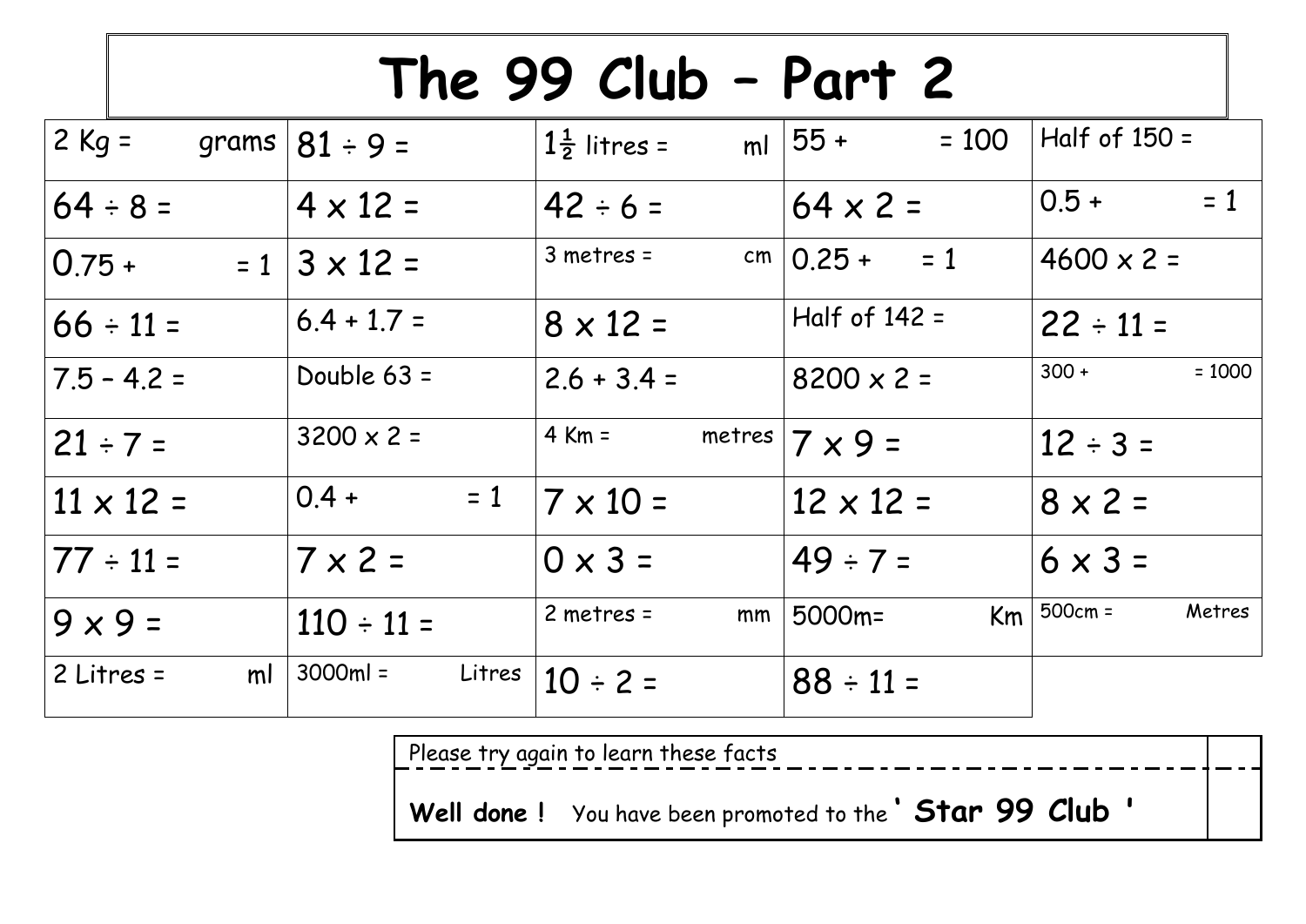# The 99 Club – Part 2

| | | | | |
|---|---|---|---|---|
| 2 Kg = grams | 81 ÷ 9 = | $1\frac{1}{2}$ litres = ml | 55 + = 100 | Half of 150 = |
| 64 ÷ 8 = | 4 x 12 = | 42 ÷ 6 = | 64 x 2 = | 0.5 + = 1 |
| 0.75 + = 1 | 3 x 12 = | 3 metres = cm | 0.25 + = 1 | 4600 x 2 = |
| 66 ÷ 11 = | 6.4 + 1.7 = | 8 x 12 = | Half of 142 = | 22 ÷ 11 = |
| 7.5 – 4.2 = | Double 63 = | 2.6 + 3.4 = | 8200 x 2 = | 300 + = 1000 |
| 21 ÷ 7 = | 3200 x 2 = | 4 Km = metres | 7 x 9 = | 12 ÷ 3 = |
| 11 x 12 = | 0.4 + = 1 | 7 x 10 = | 12 x 12 = | 8 x 2 = |
| 77 ÷ 11 = | 7 x 2 = | 0 x 3 = | 49 ÷ 7 = | 6 x 3 = |
| 9 x 9 = | 110 ÷ 11 = | 2 metres = mm | 5000m= Km | 500cm = Metres |
| 2 Litres = ml | 3000ml = Litres | 10 ÷ 2 = | 88 ÷ 11 = | |

| | |
|---|---|
| Please try again to learn these facts | |
| **Well done !** You have been promoted to the **' Star 99 Club '** | |